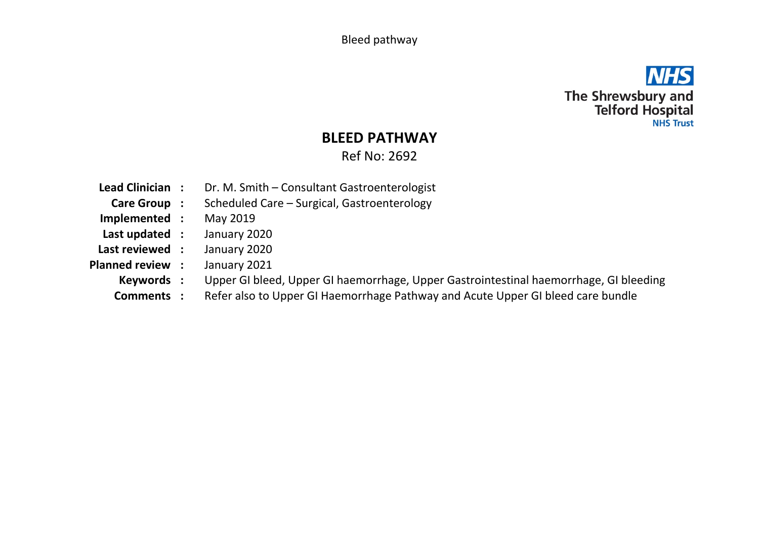The Shrewsbury and Telford Hospital NHS Trust

# BLEED PATHWAY

Ref No: 2692

**Lead Clinician :** Dr. M. Smith – Consultant Gastroenterologist

**Care Group :** Scheduled Care – Surgical, Gastroenterology

**Implemented :** May 2019

**Last updated :** January 2020

**Last reviewed :** January 2020

**Planned review :** January 2021

**Keywords :** Upper GI bleed, Upper GI haemorrhage, Upper Gastrointestinal haemorrhage, GI bleeding

**Comments :** Refer also to Upper GI Haemorrhage Pathway and Acute Upper GI bleed care bundle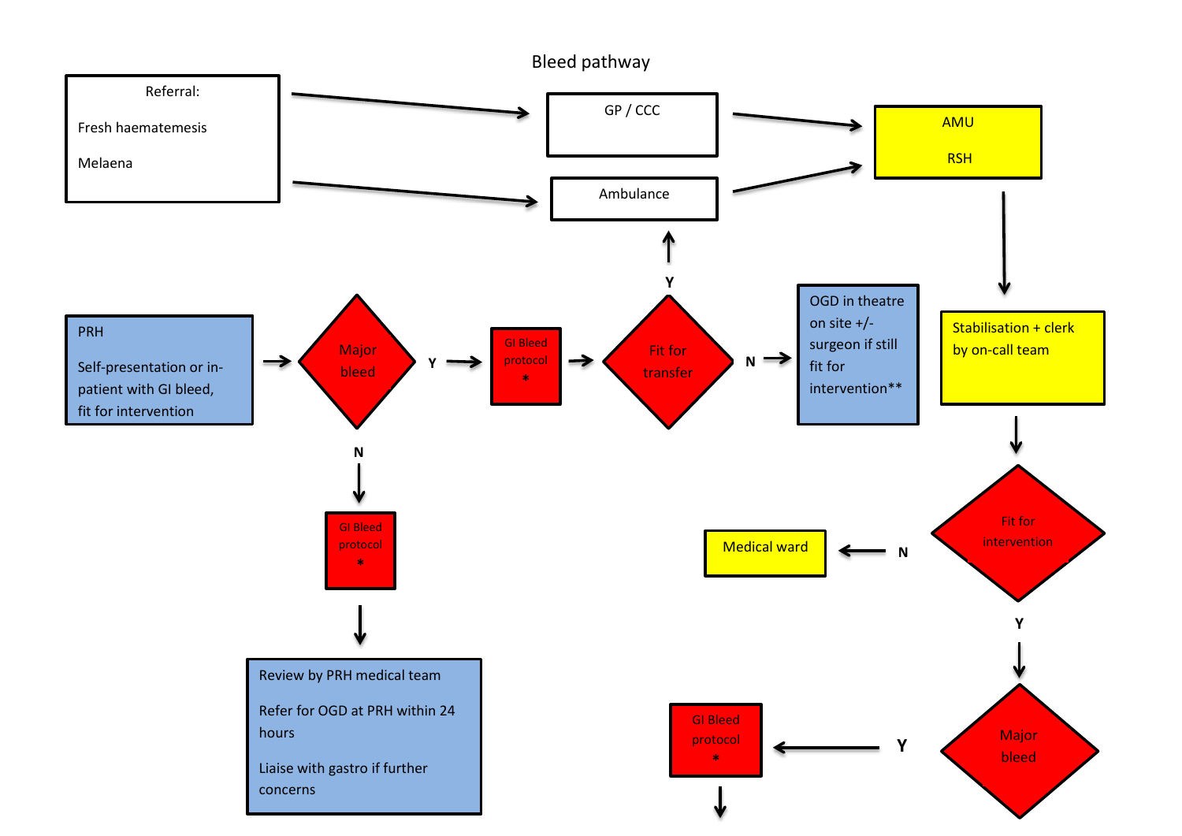# Bleed pathway

**Referral:**

- Fresh haematemesis
- Melaena

Referral → GP / CCC → AMU RSH

Referral → Ambulance → AMU RSH

**PRH** – Self-presentation or in-patient with GI bleed, fit for intervention → **Major bleed?**

- **Y** → GI Bleed protocol * → **Fit for transfer?**
  - **Y** → Ambulance
  - **N** → OGD in theatre on site +/- surgeon if still fit for intervention**
- **N** → GI Bleed protocol * → Review by PRH medical team
  - Refer for OGD at PRH within 24 hours
  - Liaise with gastro if further concerns

**AMU RSH** → Stabilisation + clerk by on-call team → **Fit for intervention?**

- **N** → Medical ward
- **Y** → **Major bleed?**
  - **Y** → GI Bleed protocol * →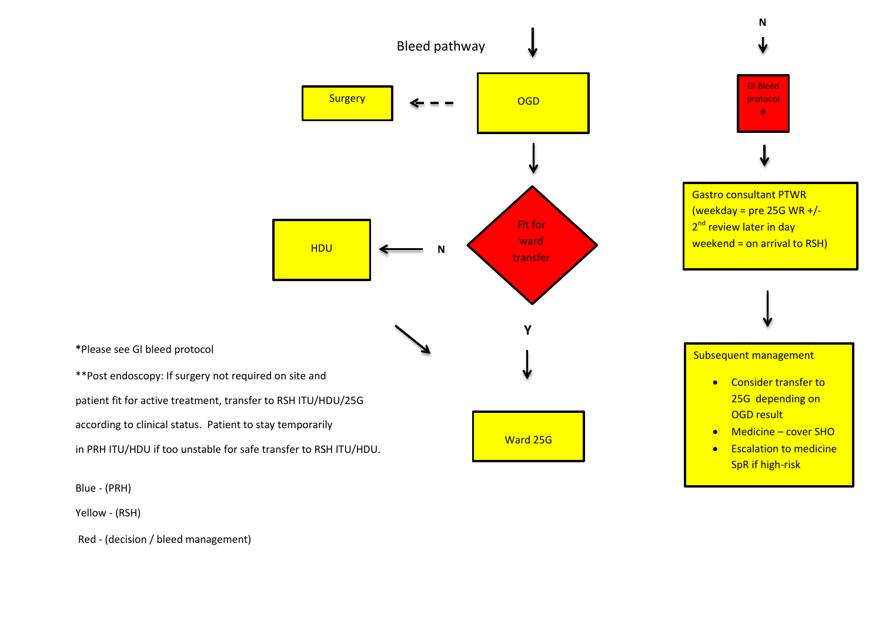Bleed pathway

OGD

Surgery

Fit for ward transfer

N

HDU

Y

Ward 25G

N

GI Bleed protocol *

Gastro consultant PTWR (weekday = pre 25G WR +/- 2[nd] review later in day weekend = on arrival to RSH)

Subsequent management

- Consider transfer to 25G depending on OGD result
- Medicine – cover SHO
- Escalation to medicine SpR if high-risk

*Please see GI bleed protocol

**Post endoscopy: If surgery not required on site and patient fit for active treatment, transfer to RSH ITU/HDU/25G according to clinical status. Patient to stay temporarily in PRH ITU/HDU if too unstable for safe transfer to RSH ITU/HDU.

Blue - (PRH)

Yellow - (RSH)

Red - (decision / bleed management)